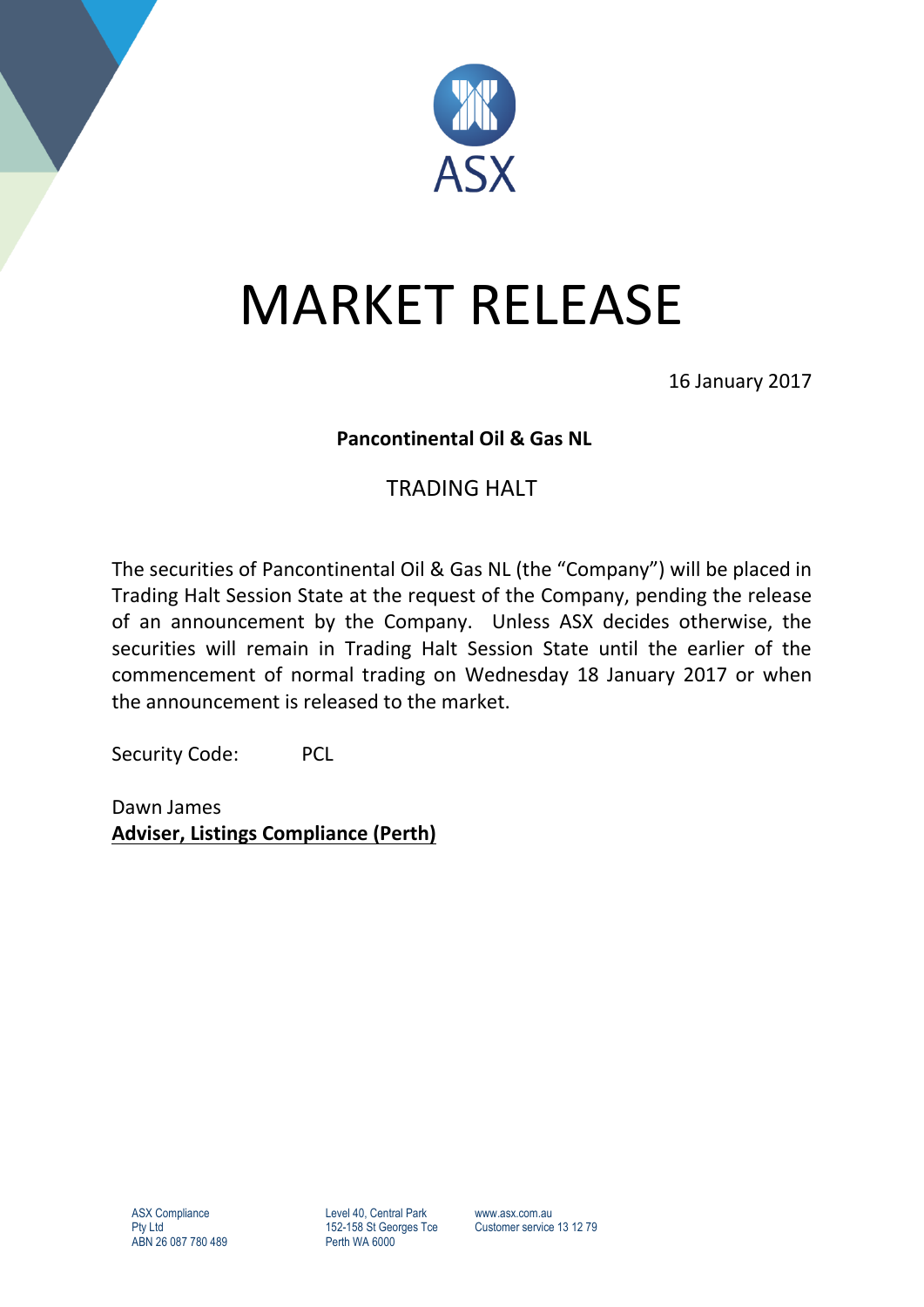ASX

# MARKET RELEASE

16 January 2017

**Pancontinental Oil & Gas NL**

TRADING HALT

The securities of Pancontinental Oil & Gas NL (the "Company") will be placed in Trading Halt Session State at the request of the Company, pending the release of an announcement by the Company. Unless ASX decides otherwise, the securities will remain in Trading Halt Session State until the earlier of the commencement of normal trading on Wednesday 18 January 2017 or when the announcement is released to the market.

Security Code: PCL

Dawn James
**Adviser, Listings Compliance (Perth)**

ASX Compliance Pty Ltd
ABN 26 087 780 489

Level 40, Central Park
152-158 St Georges Tce
Perth WA 6000

www.asx.com.au
Customer service 13 12 79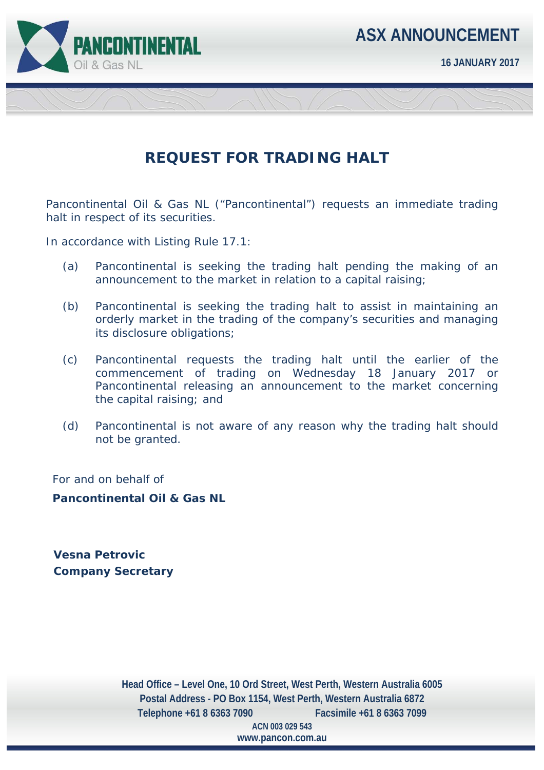**ASX ANNOUNCEMENT**

**16 JANUARY 2017**

# REQUEST FOR TRADING HALT

Pancontinental Oil & Gas NL ("Pancontinental") requests an immediate trading halt in respect of its securities.

In accordance with Listing Rule 17.1:

(a) Pancontinental is seeking the trading halt pending the making of an announcement to the market in relation to a capital raising;

(b) Pancontinental is seeking the trading halt to assist in maintaining an orderly market in the trading of the company's securities and managing its disclosure obligations;

(c) Pancontinental requests the trading halt until the earlier of the commencement of trading on Wednesday 18 January 2017 or Pancontinental releasing an announcement to the market concerning the capital raising; and

(d) Pancontinental is not aware of any reason why the trading halt should not be granted.

For and on behalf of

**Pancontinental Oil & Gas NL**

**Vesna Petrovic**
**Company Secretary**

**Head Office – Level One, 10 Ord Street, West Perth, Western Australia 6005**
**Postal Address - PO Box 1154, West Perth, Western Australia 6872**
**Telephone +61 8 6363 7090 Facsimile +61 8 6363 7099**
**ACN 003 029 543**
**www.pancon.com.au**